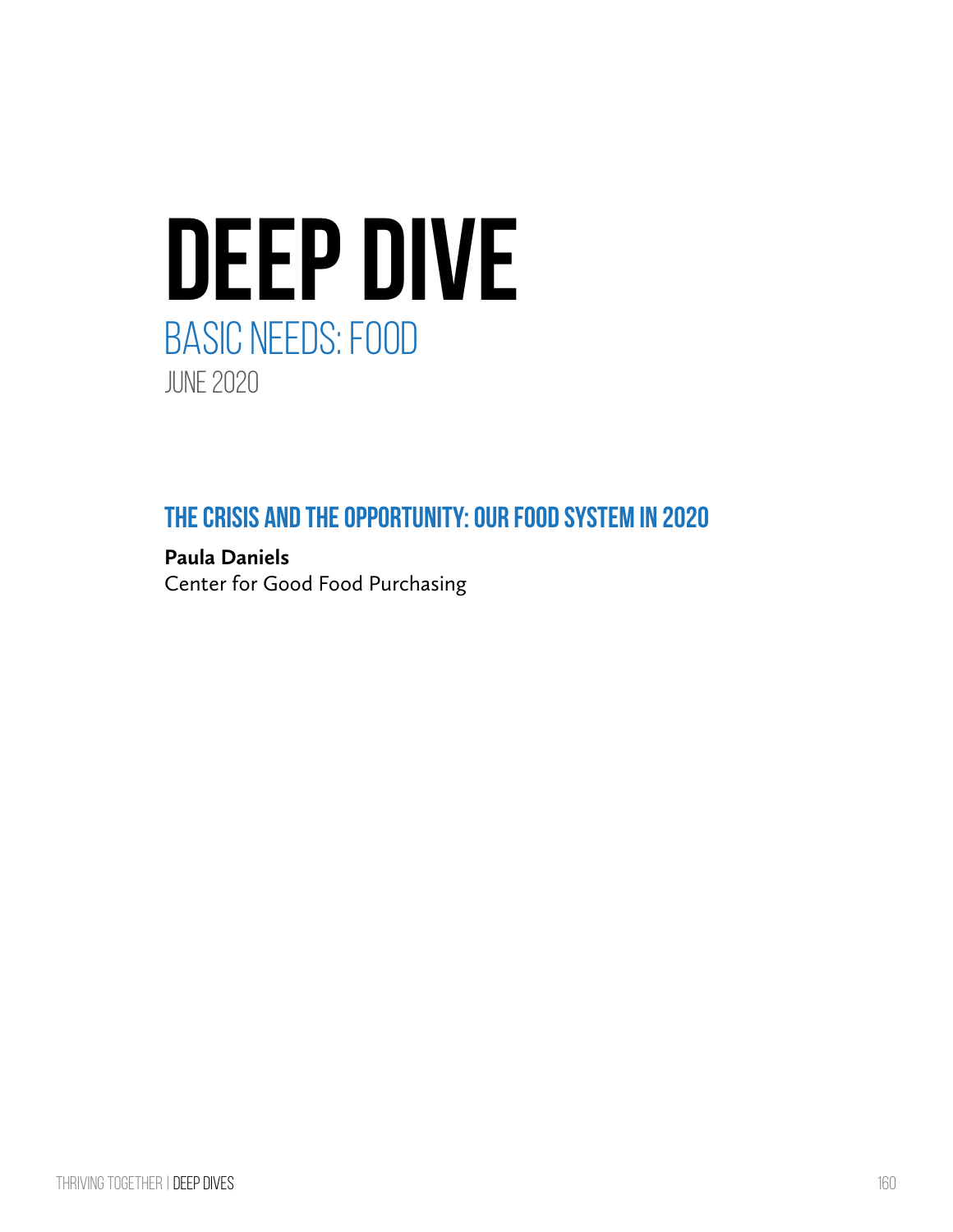# DEEP DIVE

## BASIC NEEDS: FOOD

JUNE 2020

### THE CRISIS AND THE OPPORTUNITY: OUR FOOD SYSTEM IN 2020

**Paula Daniels**
Center for Good Food Purchasing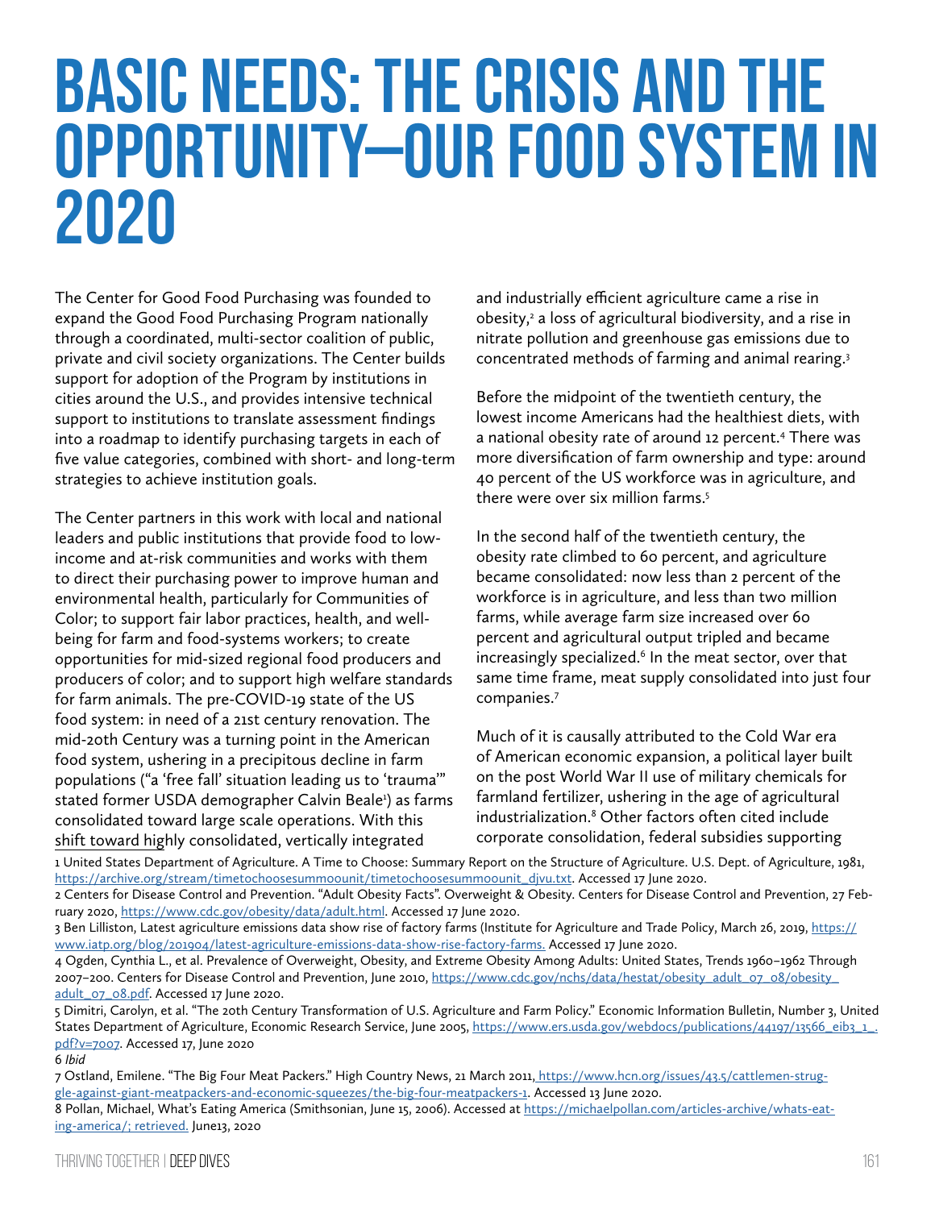# BASIC NEEDS: THE CRISIS AND THE OPPORTUNITY—OUR FOOD SYSTEM IN 2020

The Center for Good Food Purchasing was founded to expand the Good Food Purchasing Program nationally through a coordinated, multi-sector coalition of public, private and civil society organizations. The Center builds support for adoption of the Program by institutions in cities around the U.S., and provides intensive technical support to institutions to translate assessment findings into a roadmap to identify purchasing targets in each of five value categories, combined with short- and long-term strategies to achieve institution goals.

The Center partners in this work with local and national leaders and public institutions that provide food to low-income and at-risk communities and works with them to direct their purchasing power to improve human and environmental health, particularly for Communities of Color; to support fair labor practices, health, and well-being for farm and food-systems workers; to create opportunities for mid-sized regional food producers and producers of color; and to support high welfare standards for farm animals. The pre-COVID-19 state of the US food system: in need of a 21st century renovation. The mid-20th Century was a turning point in the American food system, ushering in a precipitous decline in farm populations ("a 'free fall' situation leading us to 'trauma'" stated former USDA demographer Calvin Beale[1]) as farms consolidated toward large scale operations. With this shift toward highly consolidated, vertically integrated and industrially efficient agriculture came a rise in obesity,[2] a loss of agricultural biodiversity, and a rise in nitrate pollution and greenhouse gas emissions due to concentrated methods of farming and animal rearing.[3]

Before the midpoint of the twentieth century, the lowest income Americans had the healthiest diets, with a national obesity rate of around 12 percent.[4] There was more diversification of farm ownership and type: around 40 percent of the US workforce was in agriculture, and there were over six million farms.[5]

In the second half of the twentieth century, the obesity rate climbed to 60 percent, and agriculture became consolidated: now less than 2 percent of the workforce is in agriculture, and less than two million farms, while average farm size increased over 60 percent and agricultural output tripled and became increasingly specialized.[6] In the meat sector, over that same time frame, meat supply consolidated into just four companies.[7]

Much of it is causally attributed to the Cold War era of American economic expansion, a political layer built on the post World War II use of military chemicals for farmland fertilizer, ushering in the age of agricultural industrialization.[8] Other factors often cited include corporate consolidation, federal subsidies supporting

1 United States Department of Agriculture. A Time to Choose: Summary Report on the Structure of Agriculture. U.S. Dept. of Agriculture, 1981, https://archive.org/stream/timetochoosesummoounit/timetochoosesummoounit_djvu.txt. Accessed 17 June 2020.

2 Centers for Disease Control and Prevention. "Adult Obesity Facts". Overweight & Obesity. Centers for Disease Control and Prevention, 27 February 2020, https://www.cdc.gov/obesity/data/adult.html. Accessed 17 June 2020.

3 Ben Lilliston, Latest agriculture emissions data show rise of factory farms (Institute for Agriculture and Trade Policy, March 26, 2019, https://www.iatp.org/blog/201904/latest-agriculture-emissions-data-show-rise-factory-farms. Accessed 17 June 2020.

4 Ogden, Cynthia L., et al. Prevalence of Overweight, Obesity, and Extreme Obesity Among Adults: United States, Trends 1960–1962 Through 2007–200. Centers for Disease Control and Prevention, June 2010, https://www.cdc.gov/nchs/data/hestat/obesity_adult_07_08/obesity_adult_07_08.pdf. Accessed 17 June 2020.

5 Dimitri, Carolyn, et al. "The 20th Century Transformation of U.S. Agriculture and Farm Policy." Economic Information Bulletin, Number 3, United States Department of Agriculture, Economic Research Service, June 2005, https://www.ers.usda.gov/webdocs/publications/44197/13566_eib3_1_.pdf?v=7007. Accessed 17, June 2020

6 *Ibid*

7 Ostland, Emilene. "The Big Four Meat Packers." High Country News, 21 March 2011, https://www.hcn.org/issues/43.5/cattlemen-struggle-against-giant-meatpackers-and-economic-squeezes/the-big-four-meatpackers-1. Accessed 13 June 2020.

8 Pollan, Michael, What's Eating America (Smithsonian, June 15, 2006). Accessed at https://michaelpollan.com/articles-archive/whats-eating-america/; retrieved. June13, 2020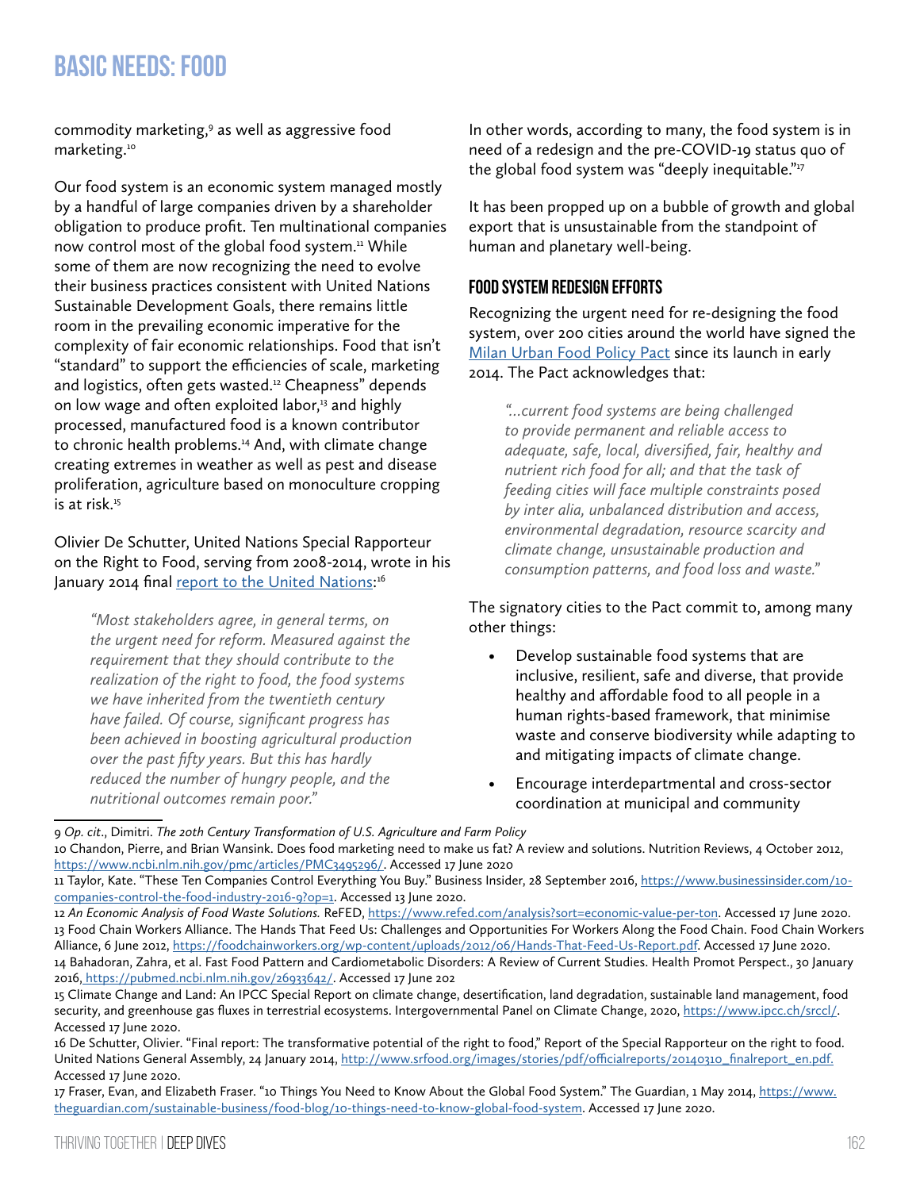commodity marketing,[9] as well as aggressive food marketing.[10]

Our food system is an economic system managed mostly by a handful of large companies driven by a shareholder obligation to produce profit. Ten multinational companies now control most of the global food system.[11] While some of them are now recognizing the need to evolve their business practices consistent with United Nations Sustainable Development Goals, there remains little room in the prevailing economic imperative for the complexity of fair economic relationships. Food that isn't "standard" to support the efficiencies of scale, marketing and logistics, often gets wasted.[12] Cheapness" depends on low wage and often exploited labor,[13] and highly processed, manufactured food is a known contributor to chronic health problems.[14] And, with climate change creating extremes in weather as well as pest and disease proliferation, agriculture based on monoculture cropping is at risk.[15]

Olivier De Schutter, United Nations Special Rapporteur on the Right to Food, serving from 2008-2014, wrote in his January 2014 final [report to the United Nations](http://www.srfood.org/images/stories/pdf/officialreports/20140310_finalreport_en.pdf):[16]

> *"Most stakeholders agree, in general terms, on the urgent need for reform. Measured against the requirement that they should contribute to the realization of the right to food, the food systems we have inherited from the twentieth century have failed. Of course, significant progress has been achieved in boosting agricultural production over the past fifty years. But this has hardly reduced the number of hungry people, and the nutritional outcomes remain poor."*

In other words, according to many, the food system is in need of a redesign and the pre-COVID-19 status quo of the global food system was "deeply inequitable."[17]

It has been propped up on a bubble of growth and global export that is unsustainable from the standpoint of human and planetary well-being.

## Food System Redesign Efforts

Recognizing the urgent need for re-designing the food system, over 200 cities around the world have signed the Milan Urban Food Policy Pact since its launch in early 2014. The Pact acknowledges that:

> *"...current food systems are being challenged to provide permanent and reliable access to adequate, safe, local, diversified, fair, healthy and nutrient rich food for all; and that the task of feeding cities will face multiple constraints posed by inter alia, unbalanced distribution and access, environmental degradation, resource scarcity and climate change, unsustainable production and consumption patterns, and food loss and waste."*

The signatory cities to the Pact commit to, among many other things:

- Develop sustainable food systems that are inclusive, resilient, safe and diverse, that provide healthy and affordable food to all people in a human rights-based framework, that minimise waste and conserve biodiversity while adapting to and mitigating impacts of climate change.
- Encourage interdepartmental and cross-sector coordination at municipal and community

---

9 *Op. cit*., Dimitri. *The 20th Century Transformation of U.S. Agriculture and Farm Policy*

10 Chandon, Pierre, and Brian Wansink. Does food marketing need to make us fat? A review and solutions. Nutrition Reviews, 4 October 2012, https://www.ncbi.nlm.nih.gov/pmc/articles/PMC3495296/. Accessed 17 June 2020

11 Taylor, Kate. "These Ten Companies Control Everything You Buy." Business Insider, 28 September 2016, https://www.businessinsider.com/10-companies-control-the-food-industry-2016-9?op=1. Accessed 13 June 2020.

12 *An Economic Analysis of Food Waste Solutions.* ReFED, https://www.refed.com/analysis?sort=economic-value-per-ton. Accessed 17 June 2020.

13 Food Chain Workers Alliance. The Hands That Feed Us: Challenges and Opportunities For Workers Along the Food Chain. Food Chain Workers Alliance, 6 June 2012, https://foodchainworkers.org/wp-content/uploads/2012/06/Hands-That-Feed-Us-Report.pdf. Accessed 17 June 2020.

14 Bahadoran, Zahra, et al. Fast Food Pattern and Cardiometabolic Disorders: A Review of Current Studies. Health Promot Perspect., 30 January 2016, https://pubmed.ncbi.nlm.nih.gov/26933642/. Accessed 17 June 202

15 Climate Change and Land: An IPCC Special Report on climate change, desertification, land degradation, sustainable land management, food security, and greenhouse gas fluxes in terrestrial ecosystems. Intergovernmental Panel on Climate Change, 2020, https://www.ipcc.ch/srccl/. Accessed 17 June 2020.

16 De Schutter, Olivier. "Final report: The transformative potential of the right to food," Report of the Special Rapporteur on the right to food. United Nations General Assembly, 24 January 2014, http://www.srfood.org/images/stories/pdf/officialreports/20140310_finalreport_en.pdf. Accessed 17 June 2020.

17 Fraser, Evan, and Elizabeth Fraser. "10 Things You Need to Know About the Global Food System." The Guardian, 1 May 2014, https://www.theguardian.com/sustainable-business/food-blog/10-things-need-to-know-global-food-system. Accessed 17 June 2020.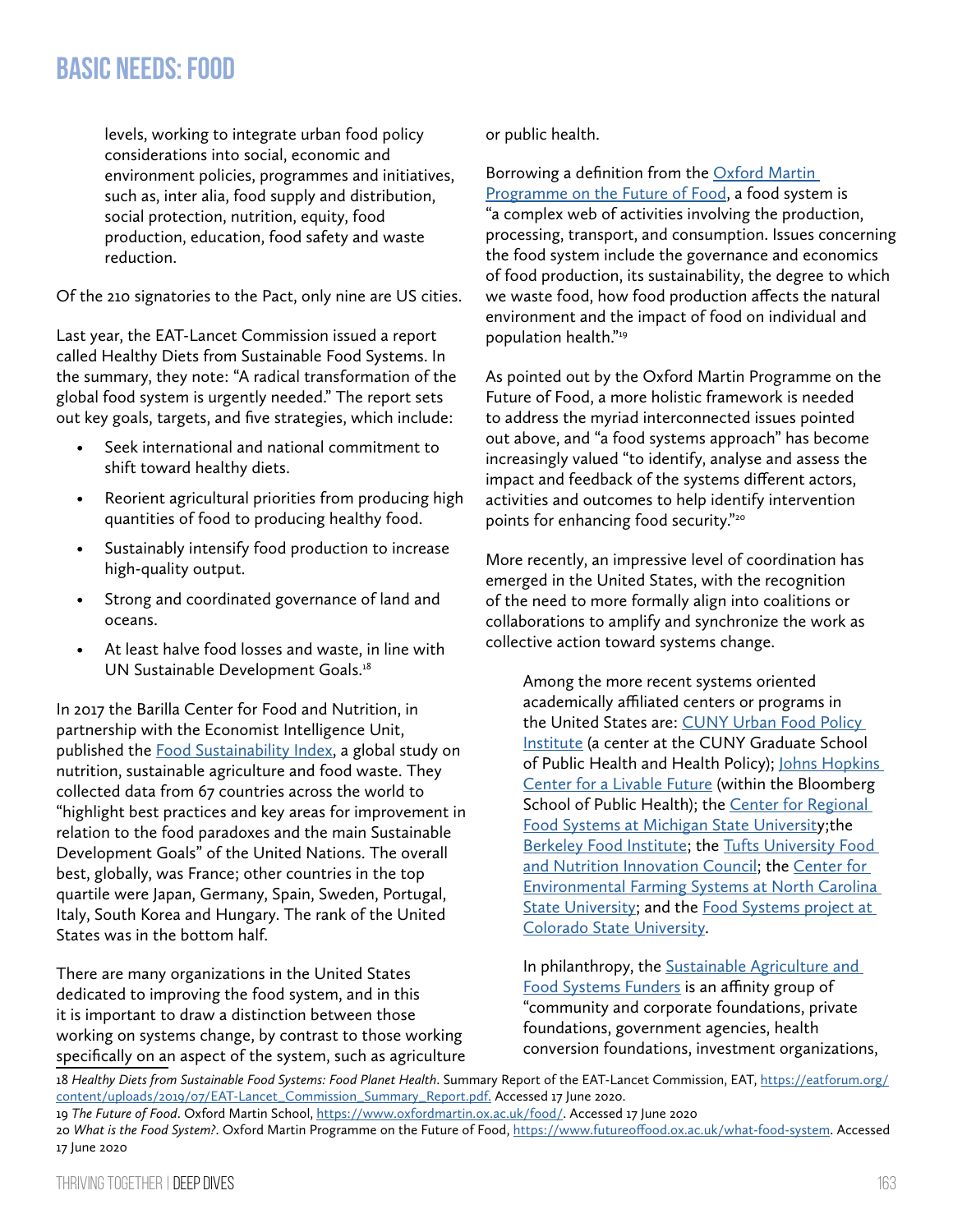# BASIC NEEDS: FOOD

> levels, working to integrate urban food policy considerations into social, economic and environment policies, programmes and initiatives, such as, inter alia, food supply and distribution, social protection, nutrition, equity, food production, education, food safety and waste reduction.

Of the 210 signatories to the Pact, only nine are US cities.

Last year, the EAT-Lancet Commission issued a report called Healthy Diets from Sustainable Food Systems. In the summary, they note: "A radical transformation of the global food system is urgently needed." The report sets out key goals, targets, and five strategies, which include:

- Seek international and national commitment to shift toward healthy diets.
- Reorient agricultural priorities from producing high quantities of food to producing healthy food.
- Sustainably intensify food production to increase high-quality output.
- Strong and coordinated governance of land and oceans.
- At least halve food losses and waste, in line with UN Sustainable Development Goals.[18]

In 2017 the Barilla Center for Food and Nutrition, in partnership with the Economist Intelligence Unit, published the Food Sustainability Index, a global study on nutrition, sustainable agriculture and food waste. They collected data from 67 countries across the world to "highlight best practices and key areas for improvement in relation to the food paradoxes and the main Sustainable Development Goals" of the United Nations. The overall best, globally, was France; other countries in the top quartile were Japan, Germany, Spain, Sweden, Portugal, Italy, South Korea and Hungary. The rank of the United States was in the bottom half.

There are many organizations in the United States dedicated to improving the food system, and in this it is important to draw a distinction between those working on systems change, by contrast to those working specifically on an aspect of the system, such as agriculture or public health.

Borrowing a definition from the Oxford Martin Programme on the Future of Food, a food system is "a complex web of activities involving the production, processing, transport, and consumption. Issues concerning the food system include the governance and economics of food production, its sustainability, the degree to which we waste food, how food production affects the natural environment and the impact of food on individual and population health."[19]

As pointed out by the Oxford Martin Programme on the Future of Food, a more holistic framework is needed to address the myriad interconnected issues pointed out above, and "a food systems approach" has become increasingly valued "to identify, analyse and assess the impact and feedback of the systems different actors, activities and outcomes to help identify intervention points for enhancing food security."[20]

More recently, an impressive level of coordination has emerged in the United States, with the recognition of the need to more formally align into coalitions or collaborations to amplify and synchronize the work as collective action toward systems change.

> Among the more recent systems oriented academically affiliated centers or programs in the United States are: CUNY Urban Food Policy Institute (a center at the CUNY Graduate School of Public Health and Health Policy); Johns Hopkins Center for a Livable Future (within the Bloomberg School of Public Health); the Center for Regional Food Systems at Michigan State University;the Berkeley Food Institute; the Tufts University Food and Nutrition Innovation Council; the Center for Environmental Farming Systems at North Carolina State University; and the Food Systems project at Colorado State University.
>
> In philanthropy, the Sustainable Agriculture and Food Systems Funders is an affinity group of "community and corporate foundations, private foundations, government agencies, health conversion foundations, investment organizations,

---

18 *Healthy Diets from Sustainable Food Systems: Food Planet Health*. Summary Report of the EAT-Lancet Commission, EAT, https://eatforum.org/content/uploads/2019/07/EAT-Lancet_Commission_Summary_Report.pdf. Accessed 17 June 2020.

19 *The Future of Food*. Oxford Martin School, https://www.oxfordmartin.ox.ac.uk/food/. Accessed 17 June 2020

20 *What is the Food System?*. Oxford Martin Programme on the Future of Food, https://www.futureoffood.ox.ac.uk/what-food-system. Accessed 17 June 2020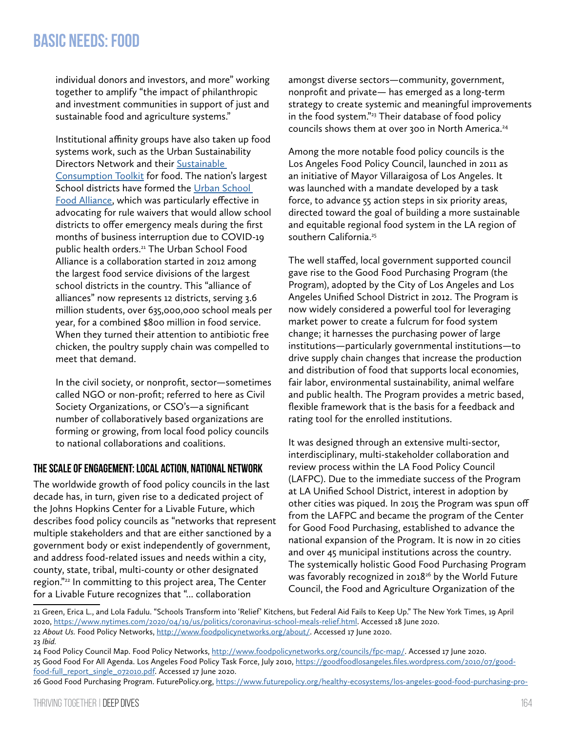# BASIC NEEDS: FOOD

individual donors and investors, and more" working together to amplify "the impact of philanthropic and investment communities in support of just and sustainable food and agriculture systems."

Institutional affinity groups have also taken up food systems work, such as the Urban Sustainability Directors Network and their Sustainable Consumption Toolkit for food. The nation's largest School districts have formed the Urban School Food Alliance, which was particularly effective in advocating for rule waivers that would allow school districts to offer emergency meals during the first months of business interruption due to COVID-19 public health orders.[21] The Urban School Food Alliance is a collaboration started in 2012 among the largest food service divisions of the largest school districts in the country. This "alliance of alliances" now represents 12 districts, serving 3.6 million students, over 635,000,000 school meals per year, for a combined $800 million in food service. When they turned their attention to antibiotic free chicken, the poultry supply chain was compelled to meet that demand.

In the civil society, or nonprofit, sector—sometimes called NGO or non-profit; referred to here as Civil Society Organizations, or CSO's—a significant number of collaboratively based organizations are forming or growing, from local food policy councils to national collaborations and coalitions.

## THE SCALE OF ENGAGEMENT: LOCAL ACTION, NATIONAL NETWORK

The worldwide growth of food policy councils in the last decade has, in turn, given rise to a dedicated project of the Johns Hopkins Center for a Livable Future, which describes food policy councils as "networks that represent multiple stakeholders and that are either sanctioned by a government body or exist independently of government, and address food-related issues and needs within a city, county, state, tribal, multi-county or other designated region."[22] In committing to this project area, The Center for a Livable Future recognizes that "... collaboration amongst diverse sectors—community, government, nonprofit and private— has emerged as a long-term strategy to create systemic and meaningful improvements in the food system."[23] Their database of food policy councils shows them at over 300 in North America.[24]

Among the more notable food policy councils is the Los Angeles Food Policy Council, launched in 2011 as an initiative of Mayor Villaraigosa of Los Angeles. It was launched with a mandate developed by a task force, to advance 55 action steps in six priority areas, directed toward the goal of building a more sustainable and equitable regional food system in the LA region of southern California.[25]

The well staffed, local government supported council gave rise to the Good Food Purchasing Program (the Program), adopted by the City of Los Angeles and Los Angeles Unified School District in 2012. The Program is now widely considered a powerful tool for leveraging market power to create a fulcrum for food system change; it harnesses the purchasing power of large institutions—particularly governmental institutions—to drive supply chain changes that increase the production and distribution of food that supports local economies, fair labor, environmental sustainability, animal welfare and public health. The Program provides a metric based, flexible framework that is the basis for a feedback and rating tool for the enrolled institutions.

It was designed through an extensive multi-sector, interdisciplinary, multi-stakeholder collaboration and review process within the LA Food Policy Council (LAFPC). Due to the immediate success of the Program at LA Unified School District, interest in adoption by other cities was piqued. In 2015 the Program was spun off from the LAFPC and became the program of the Center for Good Food Purchasing, established to advance the national expansion of the Program. It is now in 20 cities and over 45 municipal institutions across the country. The systemically holistic Good Food Purchasing Program was favorably recognized in 2018[26] by the World Future Council, the Food and Agriculture Organization of the

---

21 Green, Erica L., and Lola Fadulu. "Schools Transform into 'Relief' Kitchens, but Federal Aid Fails to Keep Up." The New York Times, 19 April 2020, https://www.nytimes.com/2020/04/19/us/politics/coronavirus-school-meals-relief.html. Accessed 18 June 2020.

22 *About Us.* Food Policy Networks, http://www.foodpolicynetworks.org/about/. Accessed 17 June 2020.

23 *Ibid.*

24 Food Policy Council Map. Food Policy Networks, http://www.foodpolicynetworks.org/councils/fpc-map/. Accessed 17 June 2020.

25 Good Food For All Agenda. Los Angeles Food Policy Task Force, July 2010, https://goodfoodlosangeles.files.wordpress.com/2010/07/good-food-full_report_single_072010.pdf. Accessed 17 June 2020.

26 Good Food Purchasing Program. FuturePolicy.org, https://www.futurepolicy.org/healthy-ecosystems/los-angeles-good-food-purchasing-pro-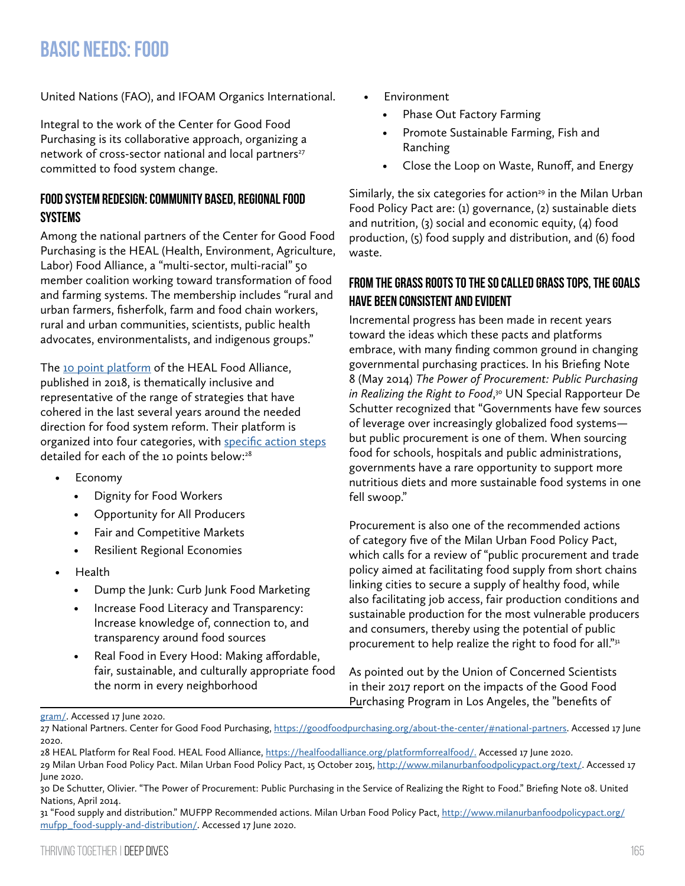# BASIC NEEDS: FOOD

United Nations (FAO), and IFOAM Organics International.

Integral to the work of the Center for Good Food Purchasing is its collaborative approach, organizing a network of cross-sector national and local partners[27] committed to food system change.

## FOOD SYSTEM REDESIGN: COMMUNITY BASED, REGIONAL FOOD SYSTEMS

Among the national partners of the Center for Good Food Purchasing is the HEAL (Health, Environment, Agriculture, Labor) Food Alliance, a "multi-sector, multi-racial" 50 member coalition working toward transformation of food and farming systems. The membership includes "rural and urban farmers, fisherfolk, farm and food chain workers, rural and urban communities, scientists, public health advocates, environmentalists, and indigenous groups."

The [10 point platform] of the HEAL Food Alliance, published in 2018, is thematically inclusive and representative of the range of strategies that have cohered in the last several years around the needed direction for food system reform. Their platform is organized into four categories, with [specific action steps] detailed for each of the 10 points below:[28]

- Economy
  - Dignity for Food Workers
  - Opportunity for All Producers
  - Fair and Competitive Markets
  - Resilient Regional Economies
- Health
  - Dump the Junk: Curb Junk Food Marketing
  - Increase Food Literacy and Transparency: Increase knowledge of, connection to, and transparency around food sources
  - Real Food in Every Hood: Making affordable, fair, sustainable, and culturally appropriate food the norm in every neighborhood
- Environment
  - Phase Out Factory Farming
  - Promote Sustainable Farming, Fish and Ranching
  - Close the Loop on Waste, Runoff, and Energy

Similarly, the six categories for action[29] in the Milan Urban Food Policy Pact are: (1) governance, (2) sustainable diets and nutrition, (3) social and economic equity, (4) food production, (5) food supply and distribution, and (6) food waste.

## FROM THE GRASS ROOTS TO THE SO CALLED GRASS TOPS, THE GOALS HAVE BEEN CONSISTENT AND EVIDENT

Incremental progress has been made in recent years toward the ideas which these pacts and platforms embrace, with many finding common ground in changing governmental purchasing practices. In his Briefing Note 8 (May 2014) *The Power of Procurement: Public Purchasing in Realizing the Right to Food*,[30] UN Special Rapporteur De Schutter recognized that "Governments have few sources of leverage over increasingly globalized food systems—but public procurement is one of them. When sourcing food for schools, hospitals and public administrations, governments have a rare opportunity to support more nutritious diets and more sustainable food systems in one fell swoop."

Procurement is also one of the recommended actions of category five of the Milan Urban Food Policy Pact, which calls for a review of "public procurement and trade policy aimed at facilitating food supply from short chains linking cities to secure a supply of healthy food, while also facilitating job access, fair production conditions and sustainable production for the most vulnerable producers and consumers, thereby using the potential of public procurement to help realize the right to food for all."[31]

As pointed out by the Union of Concerned Scientists in their 2017 report on the impacts of the Good Food Purchasing Program in Los Angeles, the "benefits of

---

gram/. Accessed 17 June 2020.

27 National Partners. Center for Good Food Purchasing, https://goodfoodpurchasing.org/about-the-center/#national-partners. Accessed 17 June 2020.

28 HEAL Platform for Real Food. HEAL Food Alliance, https://healfoodalliance.org/platformforrealfood/. Accessed 17 June 2020.

29 Milan Urban Food Policy Pact. Milan Urban Food Policy Pact, 15 October 2015, http://www.milanurbanfoodpolicypact.org/text/. Accessed 17 June 2020.

30 De Schutter, Olivier. "The Power of Procurement: Public Purchasing in the Service of Realizing the Right to Food." Briefing Note 08. United Nations, April 2014.

31 "Food supply and distribution." MUFPP Recommended actions. Milan Urban Food Policy Pact, http://www.milanurbanfoodpolicypact.org/mufpp_food-supply-and-distribution/. Accessed 17 June 2020.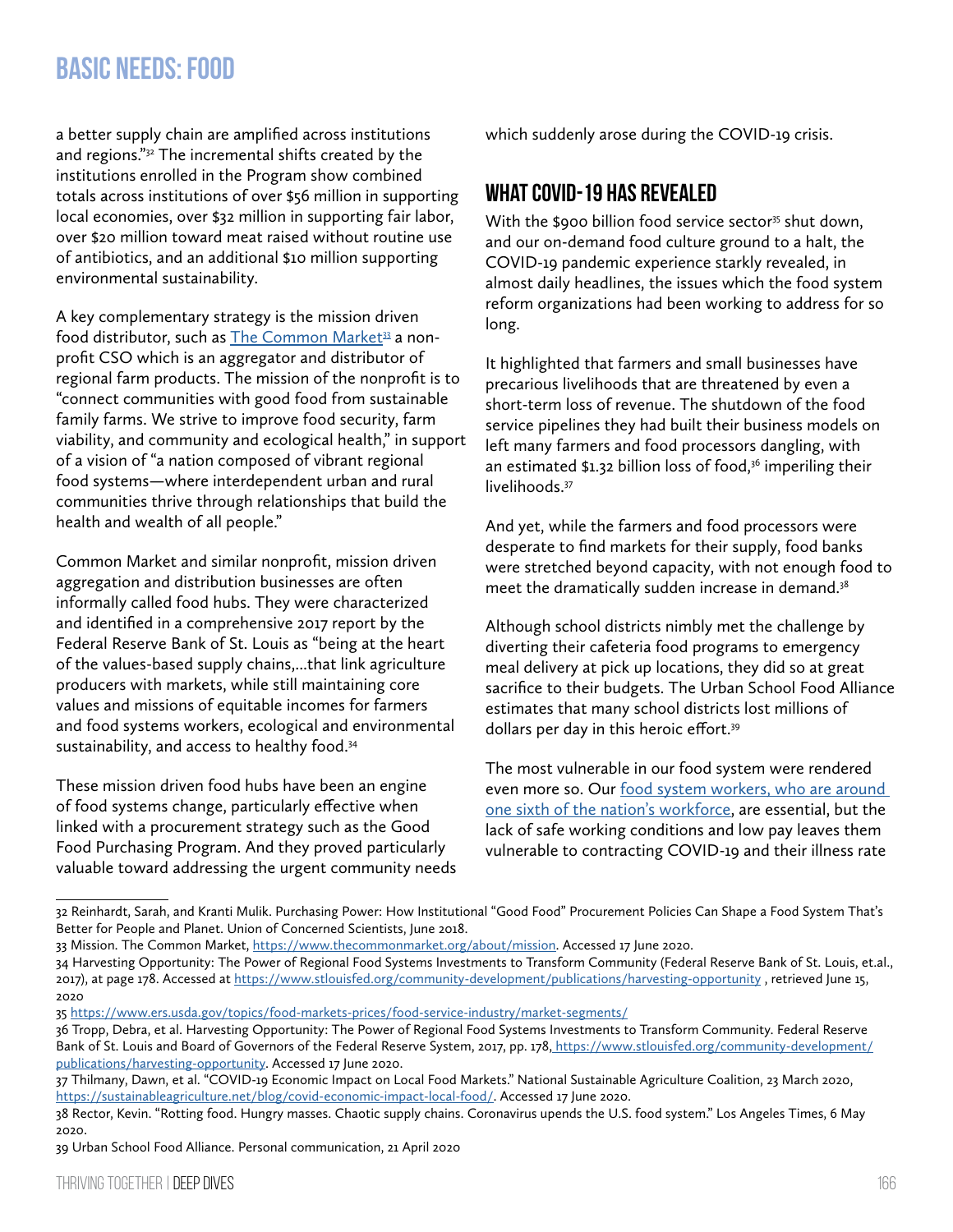a better supply chain are amplified across institutions and regions."[32] The incremental shifts created by the institutions enrolled in the Program show combined totals across institutions of over $56 million in supporting local economies, over $32 million in supporting fair labor, over $20 million toward meat raised without routine use of antibiotics, and an additional $10 million supporting environmental sustainability.

A key complementary strategy is the mission driven food distributor, such as [The Common Market](https://www.thecommonmarket.org/about/mission)[33] a non-profit CSO which is an aggregator and distributor of regional farm products. The mission of the nonprofit is to "connect communities with good food from sustainable family farms. We strive to improve food security, farm viability, and community and ecological health," in support of a vision of "a nation composed of vibrant regional food systems—where interdependent urban and rural communities thrive through relationships that build the health and wealth of all people."

Common Market and similar nonprofit, mission driven aggregation and distribution businesses are often informally called food hubs. They were characterized and identified in a comprehensive 2017 report by the Federal Reserve Bank of St. Louis as "being at the heart of the values-based supply chains,...that link agriculture producers with markets, while still maintaining core values and missions of equitable incomes for farmers and food systems workers, ecological and environmental sustainability, and access to healthy food.[34]

These mission driven food hubs have been an engine of food systems change, particularly effective when linked with a procurement strategy such as the Good Food Purchasing Program. And they proved particularly valuable toward addressing the urgent community needs which suddenly arose during the COVID-19 crisis.

## WHAT COVID-19 HAS REVEALED

With the $900 billion food service sector[35] shut down, and our on-demand food culture ground to a halt, the COVID-19 pandemic experience starkly revealed, in almost daily headlines, the issues which the food system reform organizations had been working to address for so long.

It highlighted that farmers and small businesses have precarious livelihoods that are threatened by even a short-term loss of revenue. The shutdown of the food service pipelines they had built their business models on left many farmers and food processors dangling, with an estimated $1.32 billion loss of food,[36] imperiling their livelihoods.[37]

And yet, while the farmers and food processors were desperate to find markets for their supply, food banks were stretched beyond capacity, with not enough food to meet the dramatically sudden increase in demand.[38]

Although school districts nimbly met the challenge by diverting their cafeteria food programs to emergency meal delivery at pick up locations, they did so at great sacrifice to their budgets. The Urban School Food Alliance estimates that many school districts lost millions of dollars per day in this heroic effort.[39]

The most vulnerable in our food system were rendered even more so. Our food system workers, who are around one sixth of the nation's workforce, are essential, but the lack of safe working conditions and low pay leaves them vulnerable to contracting COVID-19 and their illness rate

---

32 Reinhardt, Sarah, and Kranti Mulik. Purchasing Power: How Institutional "Good Food" Procurement Policies Can Shape a Food System That's Better for People and Planet. Union of Concerned Scientists, June 2018.

33 Mission. The Common Market, https://www.thecommonmarket.org/about/mission. Accessed 17 June 2020.

34 Harvesting Opportunity: The Power of Regional Food Systems Investments to Transform Community (Federal Reserve Bank of St. Louis, et.al., 2017), at page 178. Accessed at https://www.stlouisfed.org/community-development/publications/harvesting-opportunity , retrieved June 15, 2020

35 https://www.ers.usda.gov/topics/food-markets-prices/food-service-industry/market-segments/

36 Tropp, Debra, et al. Harvesting Opportunity: The Power of Regional Food Systems Investments to Transform Community. Federal Reserve Bank of St. Louis and Board of Governors of the Federal Reserve System, 2017, pp. 178, https://www.stlouisfed.org/community-development/publications/harvesting-opportunity. Accessed 17 June 2020.

37 Thilmany, Dawn, et al. "COVID-19 Economic Impact on Local Food Markets." National Sustainable Agriculture Coalition, 23 March 2020, https://sustainableagriculture.net/blog/covid-economic-impact-local-food/. Accessed 17 June 2020.

38 Rector, Kevin. "Rotting food. Hungry masses. Chaotic supply chains. Coronavirus upends the U.S. food system." Los Angeles Times, 6 May 2020.

39 Urban School Food Alliance. Personal communication, 21 April 2020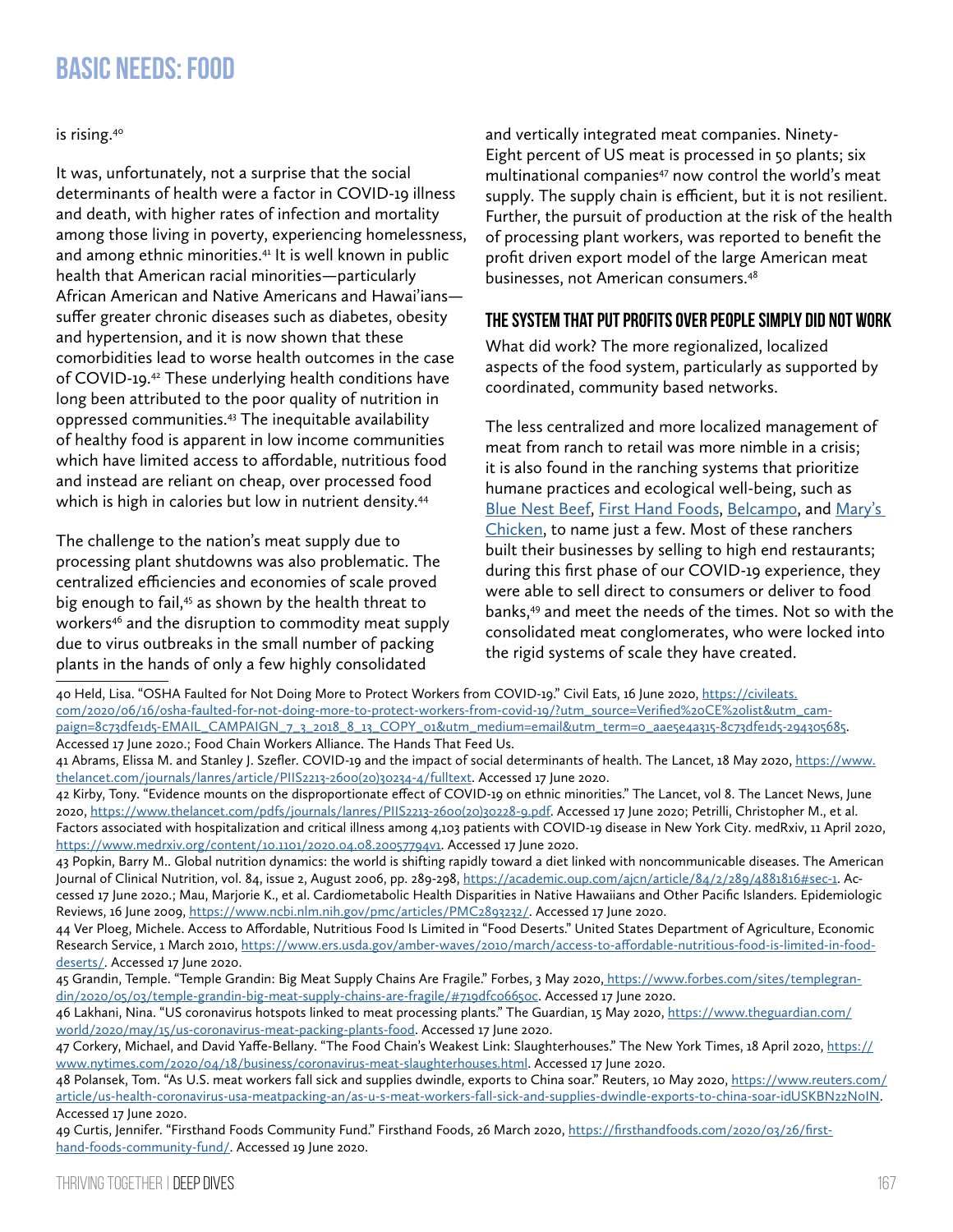# BASIC NEEDS: FOOD

is rising.[40]

It was, unfortunately, not a surprise that the social determinants of health were a factor in COVID-19 illness and death, with higher rates of infection and mortality among those living in poverty, experiencing homelessness, and among ethnic minorities.[41] It is well known in public health that American racial minorities—particularly African American and Native Americans and Hawai'ians—suffer greater chronic diseases such as diabetes, obesity and hypertension, and it is now shown that these comorbidities lead to worse health outcomes in the case of COVID-19.[42] These underlying health conditions have long been attributed to the poor quality of nutrition in oppressed communities.[43] The inequitable availability of healthy food is apparent in low income communities which have limited access to affordable, nutritious food and instead are reliant on cheap, over processed food which is high in calories but low in nutrient density.[44]

The challenge to the nation's meat supply due to processing plant shutdowns was also problematic. The centralized efficiencies and economies of scale proved big enough to fail,[45] as shown by the health threat to workers[46] and the disruption to commodity meat supply due to virus outbreaks in the small number of packing plants in the hands of only a few highly consolidated and vertically integrated meat companies. Ninety-Eight percent of US meat is processed in 50 plants; six multinational companies[47] now control the world's meat supply. The supply chain is efficient, but it is not resilient. Further, the pursuit of production at the risk of the health of processing plant workers, was reported to benefit the profit driven export model of the large American meat businesses, not American consumers.[48]

## THE SYSTEM THAT PUT PROFITS OVER PEOPLE SIMPLY DID NOT WORK

What did work? The more regionalized, localized aspects of the food system, particularly as supported by coordinated, community based networks.

The less centralized and more localized management of meat from ranch to retail was more nimble in a crisis; it is also found in the ranching systems that prioritize humane practices and ecological well-being, such as Blue Nest Beef, First Hand Foods, Belcampo, and Mary's Chicken, to name just a few. Most of these ranchers built their businesses by selling to high end restaurants; during this first phase of our COVID-19 experience, they were able to sell direct to consumers or deliver to food banks,[49] and meet the needs of the times. Not so with the consolidated meat conglomerates, who were locked into the rigid systems of scale they have created.

---

40 Held, Lisa. "OSHA Faulted for Not Doing More to Protect Workers from COVID-19." Civil Eats, 16 June 2020, https://civileats.com/2020/06/16/osha-faulted-for-not-doing-more-to-protect-workers-from-covid-19/?utm_source=Verified%20CE%20list&utm_campaign=8c73dfe1d5-EMAIL_CAMPAIGN_7_3_2018_8_13_COPY_01&utm_medium=email&utm_term=0_aae5e4a315-8c73dfe1d5-294305685. Accessed 17 June 2020.; Food Chain Workers Alliance. The Hands That Feed Us.

41 Abrams, Elissa M. and Stanley J. Szefler. COVID-19 and the impact of social determinants of health. The Lancet, 18 May 2020, https://www.thelancet.com/journals/lanres/article/PIIS2213-2600(20)30234-4/fulltext. Accessed 17 June 2020.

42 Kirby, Tony. "Evidence mounts on the disproportionate effect of COVID-19 on ethnic minorities." The Lancet, vol 8. The Lancet News, June 2020, https://www.thelancet.com/pdfs/journals/lanres/PIIS2213-2600(20)30228-9.pdf. Accessed 17 June 2020; Petrilli, Christopher M., et al. Factors associated with hospitalization and critical illness among 4,103 patients with COVID-19 disease in New York City. medRxiv, 11 April 2020, https://www.medrxiv.org/content/10.1101/2020.04.08.20057794v1. Accessed 17 June 2020.

43 Popkin, Barry M.. Global nutrition dynamics: the world is shifting rapidly toward a diet linked with noncommunicable diseases. The American Journal of Clinical Nutrition, vol. 84, issue 2, August 2006, pp. 289-298, https://academic.oup.com/ajcn/article/84/2/289/4881816#sec-1. Accessed 17 June 2020.; Mau, Marjorie K., et al. Cardiometabolic Health Disparities in Native Hawaiians and Other Pacific Islanders. Epidemiologic Reviews, 16 June 2009, https://www.ncbi.nlm.nih.gov/pmc/articles/PMC2893232/. Accessed 17 June 2020.

44 Ver Ploeg, Michele. Access to Affordable, Nutritious Food Is Limited in "Food Deserts." United States Department of Agriculture, Economic Research Service, 1 March 2010, https://www.ers.usda.gov/amber-waves/2010/march/access-to-affordable-nutritious-food-is-limited-in-food-deserts/. Accessed 17 June 2020.

45 Grandin, Temple. "Temple Grandin: Big Meat Supply Chains Are Fragile." Forbes, 3 May 2020, https://www.forbes.com/sites/templegrandin/2020/05/03/temple-grandin-big-meat-supply-chains-are-fragile/#719dfc06650c. Accessed 17 June 2020.

46 Lakhani, Nina. "US coronavirus hotspots linked to meat processing plants." The Guardian, 15 May 2020, https://www.theguardian.com/world/2020/may/15/us-coronavirus-meat-packing-plants-food. Accessed 17 June 2020.

47 Corkery, Michael, and David Yaffe-Bellany. "The Food Chain's Weakest Link: Slaughterhouses." The New York Times, 18 April 2020, https://www.nytimes.com/2020/04/18/business/coronavirus-meat-slaughterhouses.html. Accessed 17 June 2020.

48 Polansek, Tom. "As U.S. meat workers fall sick and supplies dwindle, exports to China soar." Reuters, 10 May 2020, https://www.reuters.com/article/us-health-coronavirus-usa-meatpacking-an/as-u-s-meat-workers-fall-sick-and-supplies-dwindle-exports-to-china-soar-idUSKBN22N0IN. Accessed 17 June 2020.

49 Curtis, Jennifer. "Firsthand Foods Community Fund." Firsthand Foods, 26 March 2020, https://firsthandfoods.com/2020/03/26/first-hand-foods-community-fund/. Accessed 19 June 2020.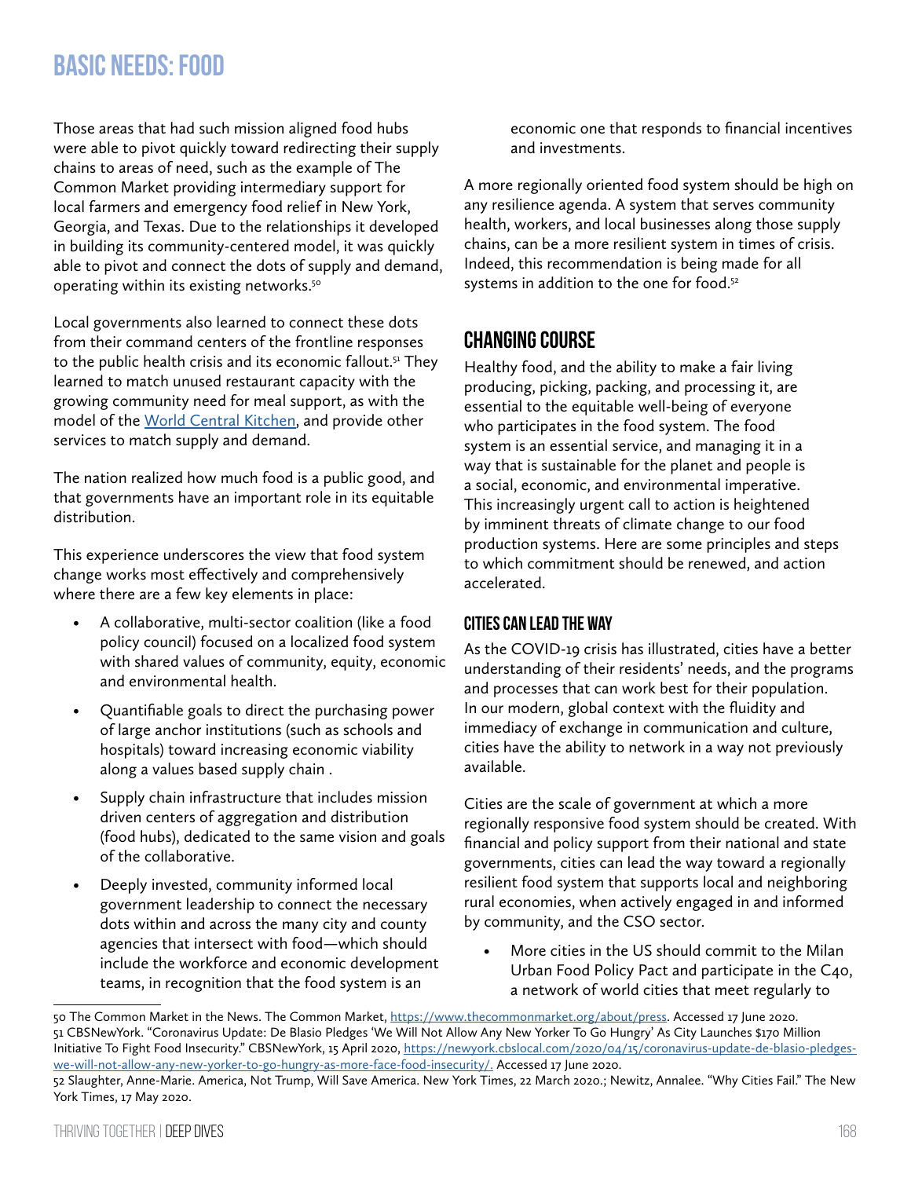# BASIC NEEDS: FOOD

Those areas that had such mission aligned food hubs were able to pivot quickly toward redirecting their supply chains to areas of need, such as the example of The Common Market providing intermediary support for local farmers and emergency food relief in New York, Georgia, and Texas. Due to the relationships it developed in building its community-centered model, it was quickly able to pivot and connect the dots of supply and demand, operating within its existing networks.[50]

Local governments also learned to connect these dots from their command centers of the frontline responses to the public health crisis and its economic fallout.[51] They learned to match unused restaurant capacity with the growing community need for meal support, as with the model of the World Central Kitchen, and provide other services to match supply and demand.

The nation realized how much food is a public good, and that governments have an important role in its equitable distribution.

This experience underscores the view that food system change works most effectively and comprehensively where there are a few key elements in place:

- A collaborative, multi-sector coalition (like a food policy council) focused on a localized food system with shared values of community, equity, economic and environmental health.
- Quantifiable goals to direct the purchasing power of large anchor institutions (such as schools and hospitals) toward increasing economic viability along a values based supply chain .
- Supply chain infrastructure that includes mission driven centers of aggregation and distribution (food hubs), dedicated to the same vision and goals of the collaborative.
- Deeply invested, community informed local government leadership to connect the necessary dots within and across the many city and county agencies that intersect with food—which should include the workforce and economic development teams, in recognition that the food system is an economic one that responds to financial incentives and investments.

A more regionally oriented food system should be high on any resilience agenda. A system that serves community health, workers, and local businesses along those supply chains, can be a more resilient system in times of crisis. Indeed, this recommendation is being made for all systems in addition to the one for food.[52]

## CHANGING COURSE

Healthy food, and the ability to make a fair living producing, picking, packing, and processing it, are essential to the equitable well-being of everyone who participates in the food system. The food system is an essential service, and managing it in a way that is sustainable for the planet and people is a social, economic, and environmental imperative. This increasingly urgent call to action is heightened by imminent threats of climate change to our food production systems. Here are some principles and steps to which commitment should be renewed, and action accelerated.

### CITIES CAN LEAD THE WAY

As the COVID-19 crisis has illustrated, cities have a better understanding of their residents' needs, and the programs and processes that can work best for their population. In our modern, global context with the fluidity and immediacy of exchange in communication and culture, cities have the ability to network in a way not previously available.

Cities are the scale of government at which a more regionally responsive food system should be created. With financial and policy support from their national and state governments, cities can lead the way toward a regionally resilient food system that supports local and neighboring rural economies, when actively engaged in and informed by community, and the CSO sector.

- More cities in the US should commit to the Milan Urban Food Policy Pact and participate in the C40, a network of world cities that meet regularly to

---

50 The Common Market in the News. The Common Market, https://www.thecommonmarket.org/about/press. Accessed 17 June 2020.

51 CBSNewYork. "Coronavirus Update: De Blasio Pledges 'We Will Not Allow Any New Yorker To Go Hungry' As City Launches $170 Million Initiative To Fight Food Insecurity." CBSNewYork, 15 April 2020, https://newyork.cbslocal.com/2020/04/15/coronavirus-update-de-blasio-pledges-we-will-not-allow-any-new-yorker-to-go-hungry-as-more-face-food-insecurity/. Accessed 17 June 2020.

52 Slaughter, Anne-Marie. America, Not Trump, Will Save America. New York Times, 22 March 2020.; Newitz, Annalee. "Why Cities Fail." The New York Times, 17 May 2020.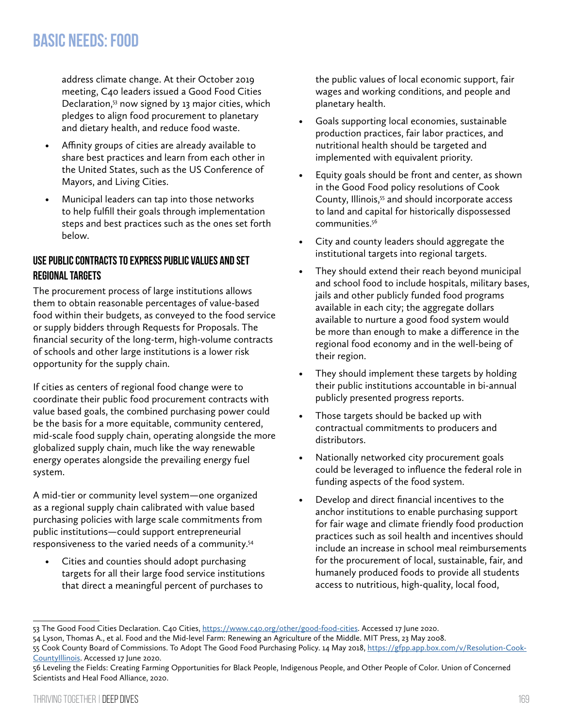address climate change. At their October 2019 meeting, C40 leaders issued a Good Food Cities Declaration,[53] now signed by 13 major cities, which pledges to align food procurement to planetary and dietary health, and reduce food waste.

- Affinity groups of cities are already available to share best practices and learn from each other in the United States, such as the US Conference of Mayors, and Living Cities.
- Municipal leaders can tap into those networks to help fulfill their goals through implementation steps and best practices such as the ones set forth below.

### USE PUBLIC CONTRACTS TO EXPRESS PUBLIC VALUES AND SET REGIONAL TARGETS

The procurement process of large institutions allows them to obtain reasonable percentages of value-based food within their budgets, as conveyed to the food service or supply bidders through Requests for Proposals. The financial security of the long-term, high-volume contracts of schools and other large institutions is a lower risk opportunity for the supply chain.

If cities as centers of regional food change were to coordinate their public food procurement contracts with value based goals, the combined purchasing power could be the basis for a more equitable, community centered, mid-scale food supply chain, operating alongside the more globalized supply chain, much like the way renewable energy operates alongside the prevailing energy fuel system.

A mid-tier or community level system—one organized as a regional supply chain calibrated with value based purchasing policies with large scale commitments from public institutions—could support entrepreneurial responsiveness to the varied needs of a community.[54]

- Cities and counties should adopt purchasing targets for all their large food service institutions that direct a meaningful percent of purchases to the public values of local economic support, fair wages and working conditions, and people and planetary health.
- Goals supporting local economies, sustainable production practices, fair labor practices, and nutritional health should be targeted and implemented with equivalent priority.
- Equity goals should be front and center, as shown in the Good Food policy resolutions of Cook County, Illinois,[55] and should incorporate access to land and capital for historically dispossessed communities.[56]
- City and county leaders should aggregate the institutional targets into regional targets.
- They should extend their reach beyond municipal and school food to include hospitals, military bases, jails and other publicly funded food programs available in each city; the aggregate dollars available to nurture a good food system would be more than enough to make a difference in the regional food economy and in the well-being of their region.
- They should implement these targets by holding their public institutions accountable in bi-annual publicly presented progress reports.
- Those targets should be backed up with contractual commitments to producers and distributors.
- Nationally networked city procurement goals could be leveraged to influence the federal role in funding aspects of the food system.
- Develop and direct financial incentives to the anchor institutions to enable purchasing support for fair wage and climate friendly food production practices such as soil health and incentives should include an increase in school meal reimbursements for the procurement of local, sustainable, fair, and humanely produced foods to provide all students access to nutritious, high-quality, local food,

---

53 The Good Food Cities Declaration. C40 Cities, https://www.c40.org/other/good-food-cities. Accessed 17 June 2020.

54 Lyson, Thomas A., et al. Food and the Mid-level Farm: Renewing an Agriculture of the Middle. MIT Press, 23 May 2008.

55 Cook County Board of Commissions. To Adopt The Good Food Purchasing Policy. 14 May 2018, https://gfpp.app.box.com/v/Resolution-Cook-CountyIllinois. Accessed 17 June 2020.

56 Leveling the Fields: Creating Farming Opportunities for Black People, Indigenous People, and Other People of Color. Union of Concerned Scientists and Heal Food Alliance, 2020.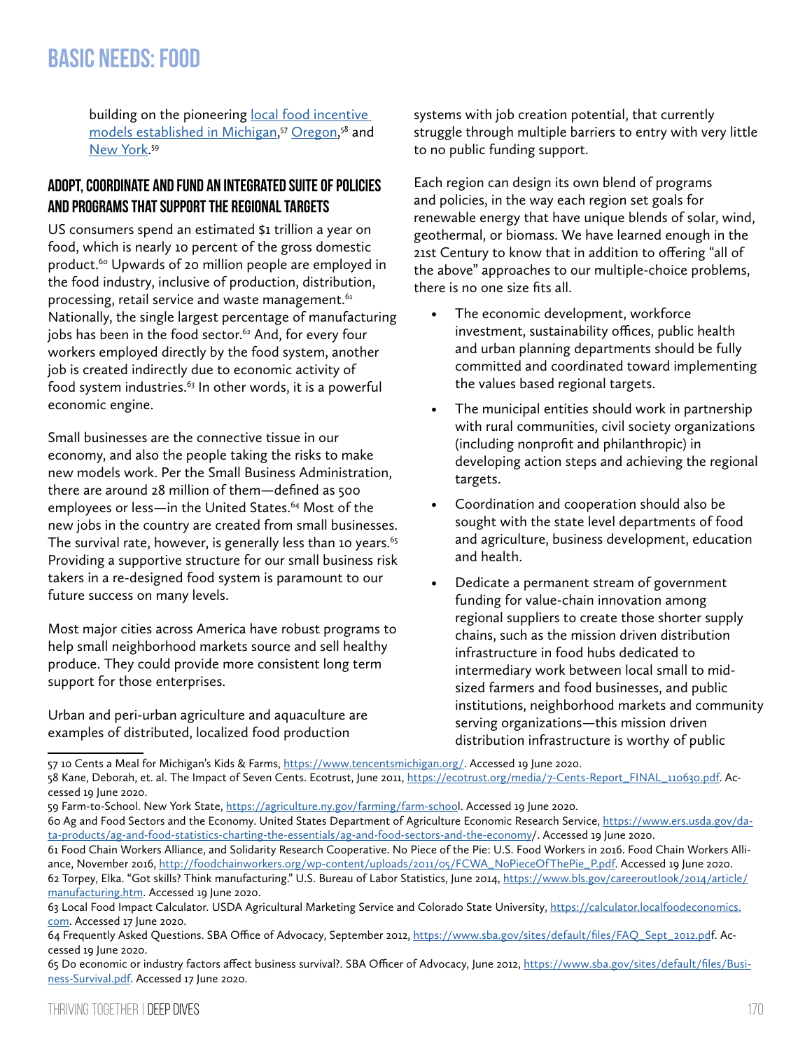building on the pioneering [local food incentive models established in Michigan](https://www.tencentsmichigan.org/),[57] [Oregon](https://ecotrust.org/media/7-Cents-Report_FINAL_110630.pdf),[58] and [New York](https://agriculture.ny.gov/farming/farm-school).[59]

### ADOPT, COORDINATE AND FUND AN INTEGRATED SUITE OF POLICIES AND PROGRAMS THAT SUPPORT THE REGIONAL TARGETS

US consumers spend an estimated $1 trillion a year on food, which is nearly 10 percent of the gross domestic product.[60] Upwards of 20 million people are employed in the food industry, inclusive of production, distribution, processing, retail service and waste management.[61] Nationally, the single largest percentage of manufacturing jobs has been in the food sector.[62] And, for every four workers employed directly by the food system, another job is created indirectly due to economic activity of food system industries.[63] In other words, it is a powerful economic engine.

Small businesses are the connective tissue in our economy, and also the people taking the risks to make new models work. Per the Small Business Administration, there are around 28 million of them—defined as 500 employees or less—in the United States.[64] Most of the new jobs in the country are created from small businesses. The survival rate, however, is generally less than 10 years.[65] Providing a supportive structure for our small business risk takers in a re-designed food system is paramount to our future success on many levels.

Most major cities across America have robust programs to help small neighborhood markets source and sell healthy produce. They could provide more consistent long term support for those enterprises.

Urban and peri-urban agriculture and aquaculture are examples of distributed, localized food production systems with job creation potential, that currently struggle through multiple barriers to entry with very little to no public funding support.

Each region can design its own blend of programs and policies, in the way each region set goals for renewable energy that have unique blends of solar, wind, geothermal, or biomass. We have learned enough in the 21st Century to know that in addition to offering "all of the above" approaches to our multiple-choice problems, there is no one size fits all.

- The economic development, workforce investment, sustainability offices, public health and urban planning departments should be fully committed and coordinated toward implementing the values based regional targets.
- The municipal entities should work in partnership with rural communities, civil society organizations (including nonprofit and philanthropic) in developing action steps and achieving the regional targets.
- Coordination and cooperation should also be sought with the state level departments of food and agriculture, business development, education and health.
- Dedicate a permanent stream of government funding for value-chain innovation among regional suppliers to create those shorter supply chains, such as the mission driven distribution infrastructure in food hubs dedicated to intermediary work between local small to mid-sized farmers and food businesses, and public institutions, neighborhood markets and community serving organizations—this mission driven distribution infrastructure is worthy of public

---

57 10 Cents a Meal for Michigan's Kids & Farms, https://www.tencentsmichigan.org/. Accessed 19 June 2020.

58 Kane, Deborah, et. al. The Impact of Seven Cents. Ecotrust, June 2011, https://ecotrust.org/media/7-Cents-Report_FINAL_110630.pdf. Accessed 19 June 2020.

59 Farm-to-School. New York State, https://agriculture.ny.gov/farming/farm-school. Accessed 19 June 2020.

60 Ag and Food Sectors and the Economy. United States Department of Agriculture Economic Research Service, https://www.ers.usda.gov/data-products/ag-and-food-statistics-charting-the-essentials/ag-and-food-sectors-and-the-economy/. Accessed 19 June 2020.

61 Food Chain Workers Alliance, and Solidarity Research Cooperative. No Piece of the Pie: U.S. Food Workers in 2016. Food Chain Workers Alliance, November 2016, http://foodchainworkers.org/wp-content/uploads/2011/05/FCWA_NoPieceOfThePie_P.pdf. Accessed 19 June 2020.

62 Torpey, Elka. "Got skills? Think manufacturing." U.S. Bureau of Labor Statistics, June 2014, https://www.bls.gov/careeroutlook/2014/article/manufacturing.htm. Accessed 19 June 2020.

63 Local Food Impact Calculator. USDA Agricultural Marketing Service and Colorado State University, https://calculator.localfoodeconomics.com. Accessed 17 June 2020.

64 Frequently Asked Questions. SBA Office of Advocacy, September 2012, https://www.sba.gov/sites/default/files/FAQ_Sept_2012.pdf. Accessed 19 June 2020.

65 Do economic or industry factors affect business survival?. SBA Officer of Advocacy, June 2012, https://www.sba.gov/sites/default/files/Business-Survival.pdf. Accessed 17 June 2020.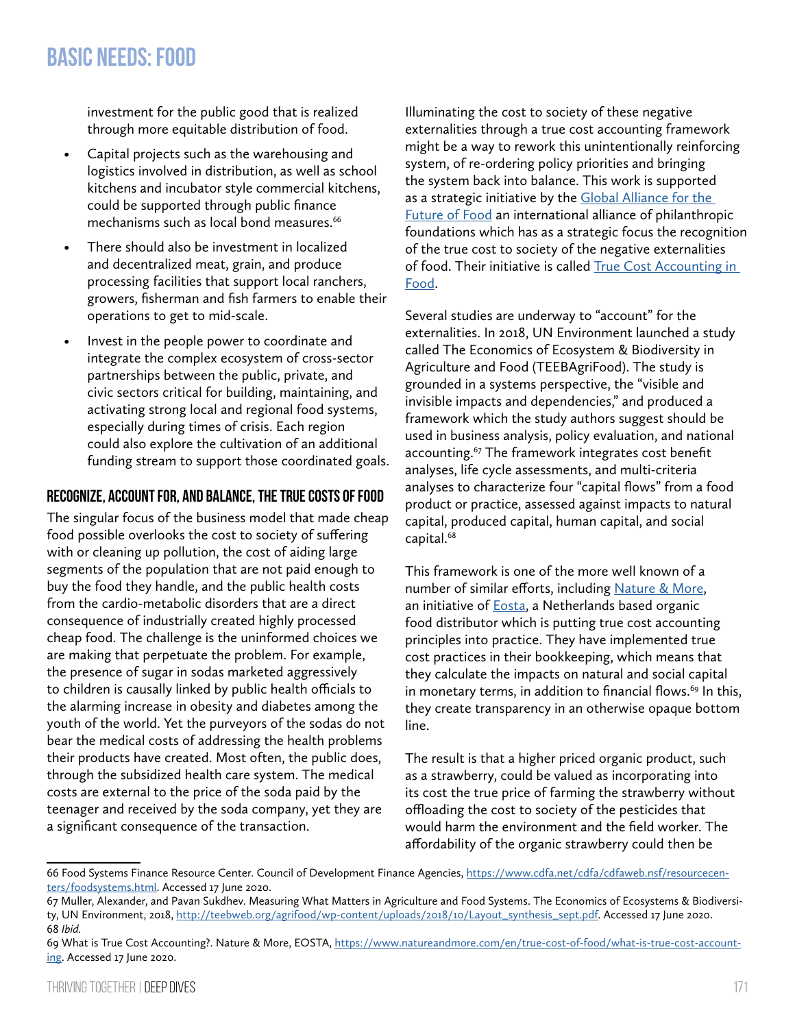investment for the public good that is realized through more equitable distribution of food.

- Capital projects such as the warehousing and logistics involved in distribution, as well as school kitchens and incubator style commercial kitchens, could be supported through public finance mechanisms such as local bond measures.[66]
- There should also be investment in localized and decentralized meat, grain, and produce processing facilities that support local ranchers, growers, fisherman and fish farmers to enable their operations to get to mid-scale.
- Invest in the people power to coordinate and integrate the complex ecosystem of cross-sector partnerships between the public, private, and civic sectors critical for building, maintaining, and activating strong local and regional food systems, especially during times of crisis. Each region could also explore the cultivation of an additional funding stream to support those coordinated goals.

## RECOGNIZE, ACCOUNT FOR, AND BALANCE, THE TRUE COSTS OF FOOD

The singular focus of the business model that made cheap food possible overlooks the cost to society of suffering with or cleaning up pollution, the cost of aiding large segments of the population that are not paid enough to buy the food they handle, and the public health costs from the cardio-metabolic disorders that are a direct consequence of industrially created highly processed cheap food. The challenge is the uninformed choices we are making that perpetuate the problem. For example, the presence of sugar in sodas marketed aggressively to children is causally linked by public health officials to the alarming increase in obesity and diabetes among the youth of the world. Yet the purveyors of the sodas do not bear the medical costs of addressing the health problems their products have created. Most often, the public does, through the subsidized health care system. The medical costs are external to the price of the soda paid by the teenager and received by the soda company, yet they are a significant consequence of the transaction.

Illuminating the cost to society of these negative externalities through a true cost accounting framework might be a way to rework this unintentionally reinforcing system, of re-ordering policy priorities and bringing the system back into balance. This work is supported as a strategic initiative by the Global Alliance for the Future of Food an international alliance of philanthropic foundations which has as a strategic focus the recognition of the true cost to society of the negative externalities of food. Their initiative is called True Cost Accounting in Food.

Several studies are underway to "account" for the externalities. In 2018, UN Environment launched a study called The Economics of Ecosystem & Biodiversity in Agriculture and Food (TEEBAgriFood). The study is grounded in a systems perspective, the "visible and invisible impacts and dependencies," and produced a framework which the study authors suggest should be used in business analysis, policy evaluation, and national accounting.[67] The framework integrates cost benefit analyses, life cycle assessments, and multi-criteria analyses to characterize four "capital flows" from a food product or practice, assessed against impacts to natural capital, produced capital, human capital, and social capital.[68]

This framework is one of the more well known of a number of similar efforts, including Nature & More, an initiative of Eosta, a Netherlands based organic food distributor which is putting true cost accounting principles into practice. They have implemented true cost practices in their bookkeeping, which means that they calculate the impacts on natural and social capital in monetary terms, in addition to financial flows.[69] In this, they create transparency in an otherwise opaque bottom line.

The result is that a higher priced organic product, such as a strawberry, could be valued as incorporating into its cost the true price of farming the strawberry without offloading the cost to society of the pesticides that would harm the environment and the field worker. The affordability of the organic strawberry could then be

---

66 Food Systems Finance Resource Center. Council of Development Finance Agencies, https://www.cdfa.net/cdfa/cdfaweb.nsf/resourcecenters/foodsystems.html. Accessed 17 June 2020.

67 Muller, Alexander, and Pavan Sukhdev. Measuring What Matters in Agriculture and Food Systems. The Economics of Ecosystems & Biodiversity, UN Environment, 2018, http://teebweb.org/agrifood/wp-content/uploads/2018/10/Layout_synthesis_sept.pdf. Accessed 17 June 2020.

68 *Ibid.*

69 What is True Cost Accounting?. Nature & More, EOSTA, https://www.natureandmore.com/en/true-cost-of-food/what-is-true-cost-accounting. Accessed 17 June 2020.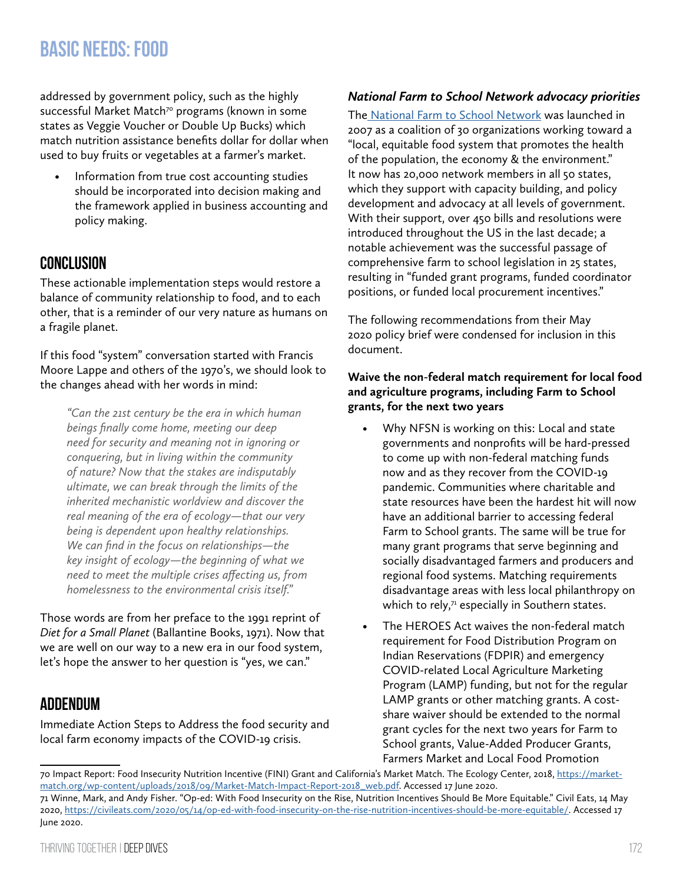addressed by government policy, such as the highly successful Market Match[70] programs (known in some states as Veggie Voucher or Double Up Bucks) which match nutrition assistance benefits dollar for dollar when used to buy fruits or vegetables at a farmer's market.

- Information from true cost accounting studies should be incorporated into decision making and the framework applied in business accounting and policy making.

## CONCLUSION

These actionable implementation steps would restore a balance of community relationship to food, and to each other, that is a reminder of our very nature as humans on a fragile planet.

If this food "system" conversation started with Francis Moore Lappe and others of the 1970's, we should look to the changes ahead with her words in mind:

> *"Can the 21st century be the era in which human beings finally come home, meeting our deep need for security and meaning not in ignoring or conquering, but in living within the community of nature? Now that the stakes are indisputably ultimate, we can break through the limits of the inherited mechanistic worldview and discover the real meaning of the era of ecology—that our very being is dependent upon healthy relationships. We can find in the focus on relationships—the key insight of ecology—the beginning of what we need to meet the multiple crises affecting us, from homelessness to the environmental crisis itself."*

Those words are from her preface to the 1991 reprint of *Diet for a Small Planet* (Ballantine Books, 1971). Now that we are well on our way to a new era in our food system, let's hope the answer to her question is "yes, we can."

## ADDENDUM

Immediate Action Steps to Address the food security and local farm economy impacts of the COVID-19 crisis.

### *National Farm to School Network advocacy priorities*

The National Farm to School Network was launched in 2007 as a coalition of 30 organizations working toward a "local, equitable food system that promotes the health of the population, the economy & the environment." It now has 20,000 network members in all 50 states, which they support with capacity building, and policy development and advocacy at all levels of government. With their support, over 450 bills and resolutions were introduced throughout the US in the last decade; a notable achievement was the successful passage of comprehensive farm to school legislation in 25 states, resulting in "funded grant programs, funded coordinator positions, or funded local procurement incentives."

The following recommendations from their May 2020 policy brief were condensed for inclusion in this document.

**Waive the non-federal match requirement for local food and agriculture programs, including Farm to School grants, for the next two years**

- Why NFSN is working on this: Local and state governments and nonprofits will be hard-pressed to come up with non-federal matching funds now and as they recover from the COVID-19 pandemic. Communities where charitable and state resources have been the hardest hit will now have an additional barrier to accessing federal Farm to School grants. The same will be true for many grant programs that serve beginning and socially disadvantaged farmers and producers and regional food systems. Matching requirements disadvantage areas with less local philanthropy on which to rely,[71] especially in Southern states.
- The HEROES Act waives the non-federal match requirement for Food Distribution Program on Indian Reservations (FDPIR) and emergency COVID-related Local Agriculture Marketing Program (LAMP) funding, but not for the regular LAMP grants or other matching grants. A cost-share waiver should be extended to the normal grant cycles for the next two years for Farm to School grants, Value-Added Producer Grants, Farmers Market and Local Food Promotion

---

70 Impact Report: Food Insecurity Nutrition Incentive (FINI) Grant and California's Market Match. The Ecology Center, 2018, https://market-match.org/wp-content/uploads/2018/09/Market-Match-Impact-Report-2018_web.pdf. Accessed 17 June 2020.

71 Winne, Mark, and Andy Fisher. "Op-ed: With Food Insecurity on the Rise, Nutrition Incentives Should Be More Equitable." Civil Eats, 14 May 2020, https://civileats.com/2020/05/14/op-ed-with-food-insecurity-on-the-rise-nutrition-incentives-should-be-more-equitable/. Accessed 17 June 2020.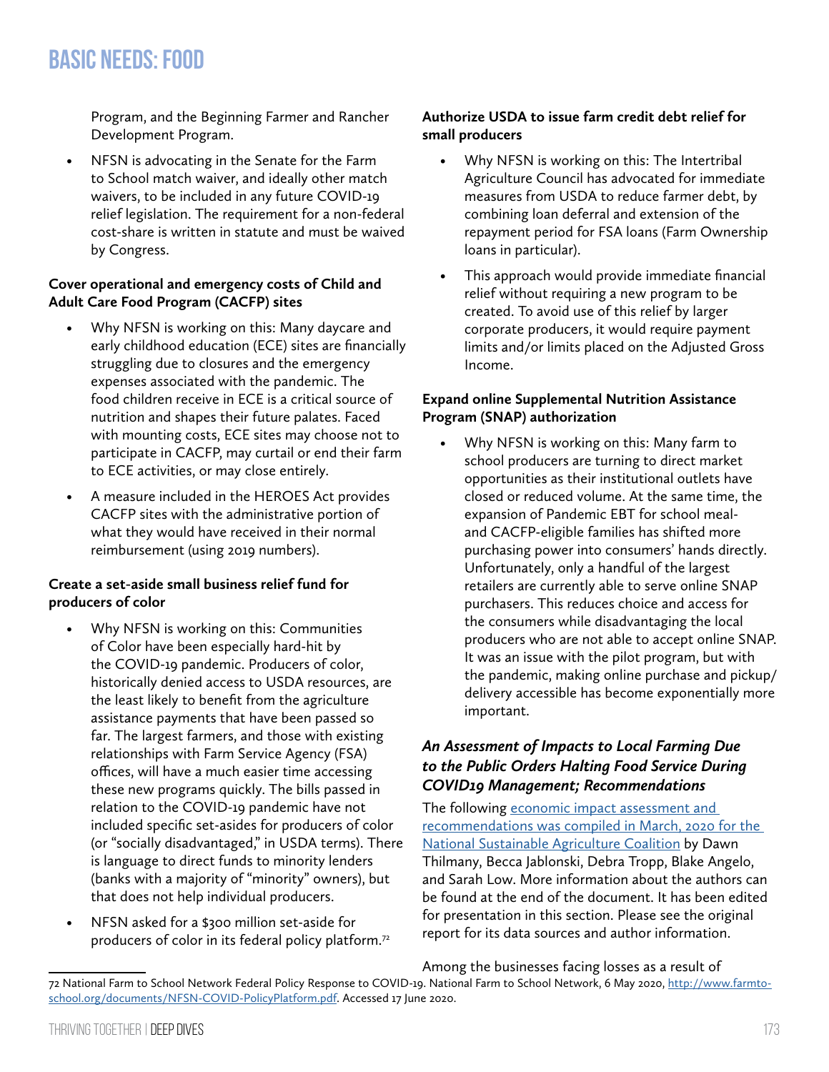Program, and the Beginning Farmer and Rancher Development Program.

- NFSN is advocating in the Senate for the Farm to School match waiver, and ideally other match waivers, to be included in any future COVID-19 relief legislation. The requirement for a non-federal cost-share is written in statute and must be waived by Congress.

**Cover operational and emergency costs of Child and Adult Care Food Program (CACFP) sites**

- Why NFSN is working on this: Many daycare and early childhood education (ECE) sites are financially struggling due to closures and the emergency expenses associated with the pandemic. The food children receive in ECE is a critical source of nutrition and shapes their future palates. Faced with mounting costs, ECE sites may choose not to participate in CACFP, may curtail or end their farm to ECE activities, or may close entirely.
- A measure included in the HEROES Act provides CACFP sites with the administrative portion of what they would have received in their normal reimbursement (using 2019 numbers).

**Create a set-aside small business relief fund for producers of color**

- Why NFSN is working on this: Communities of Color have been especially hard-hit by the COVID-19 pandemic. Producers of color, historically denied access to USDA resources, are the least likely to benefit from the agriculture assistance payments that have been passed so far. The largest farmers, and those with existing relationships with Farm Service Agency (FSA) offices, will have a much easier time accessing these new programs quickly. The bills passed in relation to the COVID-19 pandemic have not included specific set-asides for producers of color (or "socially disadvantaged," in USDA terms). There is language to direct funds to minority lenders (banks with a majority of "minority" owners), but that does not help individual producers.
- NFSN asked for a $300 million set-aside for producers of color in its federal policy platform.[72]

**Authorize USDA to issue farm credit debt relief for small producers**

- Why NFSN is working on this: The Intertribal Agriculture Council has advocated for immediate measures from USDA to reduce farmer debt, by combining loan deferral and extension of the repayment period for FSA loans (Farm Ownership loans in particular).
- This approach would provide immediate financial relief without requiring a new program to be created. To avoid use of this relief by larger corporate producers, it would require payment limits and/or limits placed on the Adjusted Gross Income.

**Expand online Supplemental Nutrition Assistance Program (SNAP) authorization**

- Why NFSN is working on this: Many farm to school producers are turning to direct market opportunities as their institutional outlets have closed or reduced volume. At the same time, the expansion of Pandemic EBT for school meal- and CACFP-eligible families has shifted more purchasing power into consumers' hands directly. Unfortunately, only a handful of the largest retailers are currently able to serve online SNAP purchasers. This reduces choice and access for the consumers while disadvantaging the local producers who are not able to accept online SNAP. It was an issue with the pilot program, but with the pandemic, making online purchase and pickup/delivery accessible has become exponentially more important.

### *An Assessment of Impacts to Local Farming Due to the Public Orders Halting Food Service During COVID19 Management; Recommendations*

The following economic impact assessment and recommendations was compiled in March, 2020 for the National Sustainable Agriculture Coalition by Dawn Thilmany, Becca Jablonski, Debra Tropp, Blake Angelo, and Sarah Low. More information about the authors can be found at the end of the document. It has been edited for presentation in this section. Please see the original report for its data sources and author information.

Among the businesses facing losses as a result of

---

72 National Farm to School Network Federal Policy Response to COVID-19. National Farm to School Network, 6 May 2020, http://www.farmto-school.org/documents/NFSN-COVID-PolicyPlatform.pdf. Accessed 17 June 2020.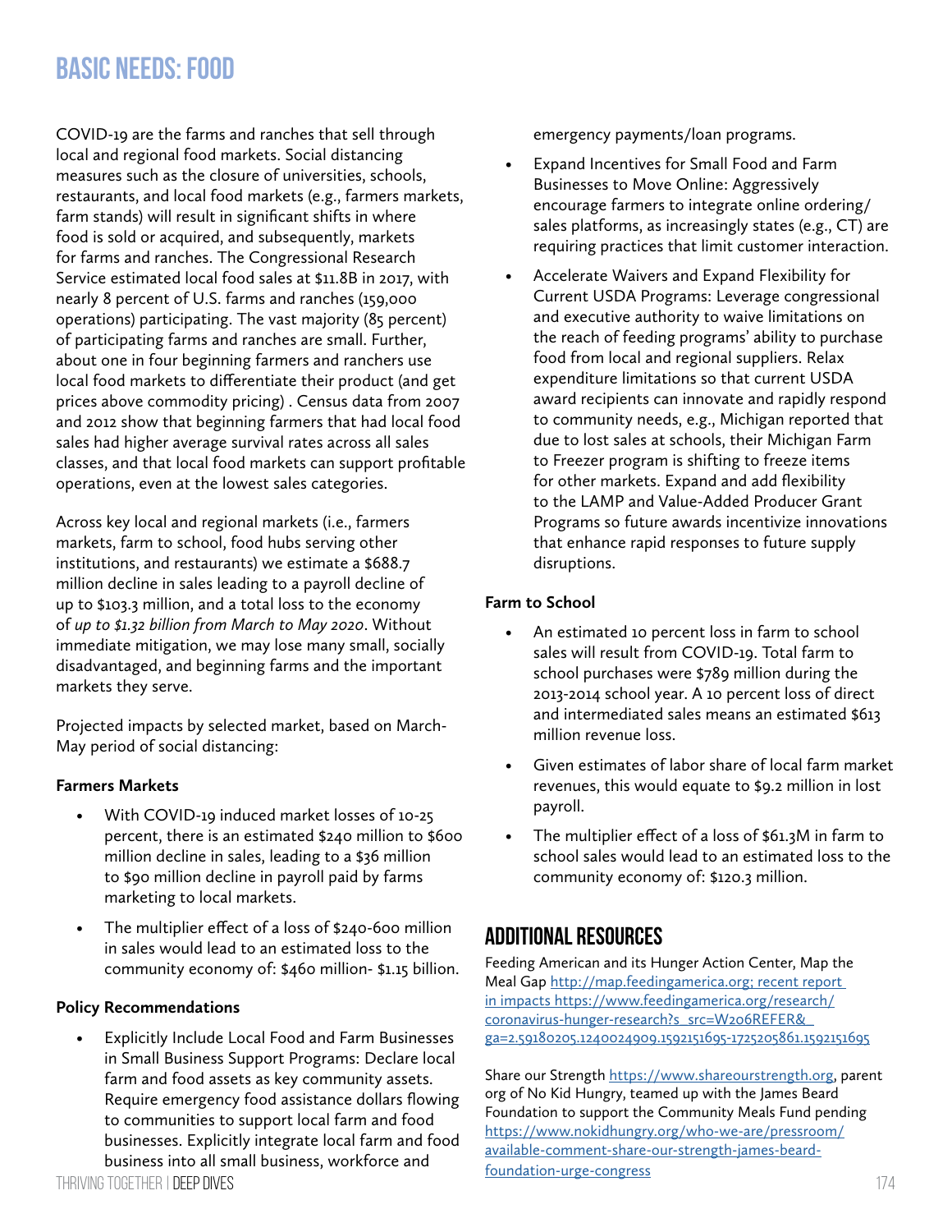# BASIC NEEDS: FOOD

COVID-19 are the farms and ranches that sell through local and regional food markets. Social distancing measures such as the closure of universities, schools, restaurants, and local food markets (e.g., farmers markets, farm stands) will result in significant shifts in where food is sold or acquired, and subsequently, markets for farms and ranches. The Congressional Research Service estimated local food sales at $11.8B in 2017, with nearly 8 percent of U.S. farms and ranches (159,000 operations) participating. The vast majority (85 percent) of participating farms and ranches are small. Further, about one in four beginning farmers and ranchers use local food markets to differentiate their product (and get prices above commodity pricing) . Census data from 2007 and 2012 show that beginning farmers that had local food sales had higher average survival rates across all sales classes, and that local food markets can support profitable operations, even at the lowest sales categories.

Across key local and regional markets (i.e., farmers markets, farm to school, food hubs serving other institutions, and restaurants) we estimate a $688.7 million decline in sales leading to a payroll decline of up to $103.3 million, and a total loss to the economy of *up to $1.32 billion from March to May 2020*. Without immediate mitigation, we may lose many small, socially disadvantaged, and beginning farms and the important markets they serve.

Projected impacts by selected market, based on March-May period of social distancing:

**Farmers Markets**

- With COVID-19 induced market losses of 10-25 percent, there is an estimated $240 million to $600 million decline in sales, leading to a $36 million to $90 million decline in payroll paid by farms marketing to local markets.
- The multiplier effect of a loss of $240-600 million in sales would lead to an estimated loss to the community economy of: $460 million- $1.15 billion.

**Policy Recommendations**

- Explicitly Include Local Food and Farm Businesses in Small Business Support Programs: Declare local farm and food assets as key community assets. Require emergency food assistance dollars flowing to communities to support local farm and food businesses. Explicitly integrate local farm and food business into all small business, workforce and emergency payments/loan programs.
- Expand Incentives for Small Food and Farm Businesses to Move Online: Aggressively encourage farmers to integrate online ordering/sales platforms, as increasingly states (e.g., CT) are requiring practices that limit customer interaction.
- Accelerate Waivers and Expand Flexibility for Current USDA Programs: Leverage congressional and executive authority to waive limitations on the reach of feeding programs' ability to purchase food from local and regional suppliers. Relax expenditure limitations so that current USDA award recipients can innovate and rapidly respond to community needs, e.g., Michigan reported that due to lost sales at schools, their Michigan Farm to Freezer program is shifting to freeze items for other markets. Expand and add flexibility to the LAMP and Value-Added Producer Grant Programs so future awards incentivize innovations that enhance rapid responses to future supply disruptions.

**Farm to School**

- An estimated 10 percent loss in farm to school sales will result from COVID-19. Total farm to school purchases were $789 million during the 2013-2014 school year. A 10 percent loss of direct and intermediated sales means an estimated $613 million revenue loss.
- Given estimates of labor share of local farm market revenues, this would equate to $9.2 million in lost payroll.
- The multiplier effect of a loss of $61.3M in farm to school sales would lead to an estimated loss to the community economy of: $120.3 million.

## ADDITIONAL RESOURCES

Feeding American and its Hunger Action Center, Map the Meal Gap http://map.feedingamerica.org; recent report in impacts https://www.feedingamerica.org/research/coronavirus-hunger-research?s_src=W206REFER&_ga=2.59180205.1240024909.1592151695-1725205861.1592151695

Share our Strength https://www.shareourstrength.org, parent org of No Kid Hungry, teamed up with the James Beard Foundation to support the Community Meals Fund pending https://www.nokidhungry.org/who-we-are/pressroom/available-comment-share-our-strength-james-beard-foundation-urge-congress